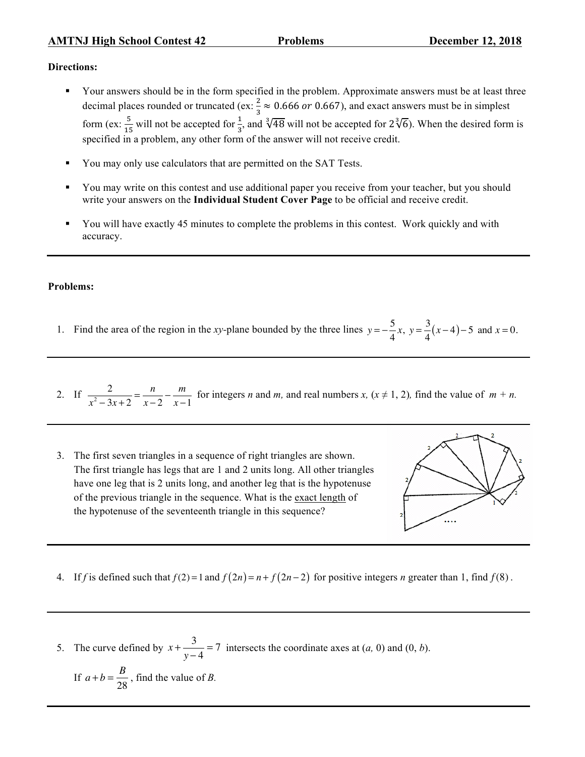**AMTNJ High School Contest 42 — Problems — December 12, 2018**

**Directions:**

- Your answers should be in the form specified in the problem. Approximate answers must be at least three decimal places rounded or truncated (ex: $\frac{2}{3} \approx 0.666$ *or* $0.667$), and exact answers must be in simplest form (ex: $\frac{5}{15}$ will not be accepted for $\frac{1}{3}$, and $\sqrt[3]{48}$ will not be accepted for $2\sqrt[3]{6}$). When the desired form is specified in a problem, any other form of the answer will not receive credit.
- You may only use calculators that are permitted on the SAT Tests.
- You may write on this contest and use additional paper you receive from your teacher, but you should write your answers on the **Individual Student Cover Page** to be official and receive credit.
- You will have exactly 45 minutes to complete the problems in this contest. Work quickly and with accuracy.

---

**Problems:**

1. Find the area of the region in the *xy*-plane bounded by the three lines $y = -\frac{5}{4}x$, $y = \frac{3}{4}(x-4) - 5$ and $x = 0$.

---

2. If $\frac{2}{x^2 - 3x + 2} = \frac{n}{x-2} - \frac{m}{x-1}$ for integers *n* and *m*, and real numbers *x*, ($x \neq 1, 2$), find the value of $m + n$.

---

3. The first seven triangles in a sequence of right triangles are shown. The first triangle has legs that are 1 and 2 units long. All other triangles have one leg that is 2 units long, and another leg that is the hypotenuse of the previous triangle in the sequence. What is the exact length of the hypotenuse of the seventeenth triangle in this sequence?

---

4. If *f* is defined such that $f(2) = 1$ and $f(2n) = n + f(2n-2)$ for positive integers *n* greater than 1, find $f(8)$.

---

5. The curve defined by $x + \frac{3}{y-4} = 7$ intersects the coordinate axes at $(a, 0)$ and $(0, b)$.

   If $a + b = \frac{B}{28}$, find the value of *B*.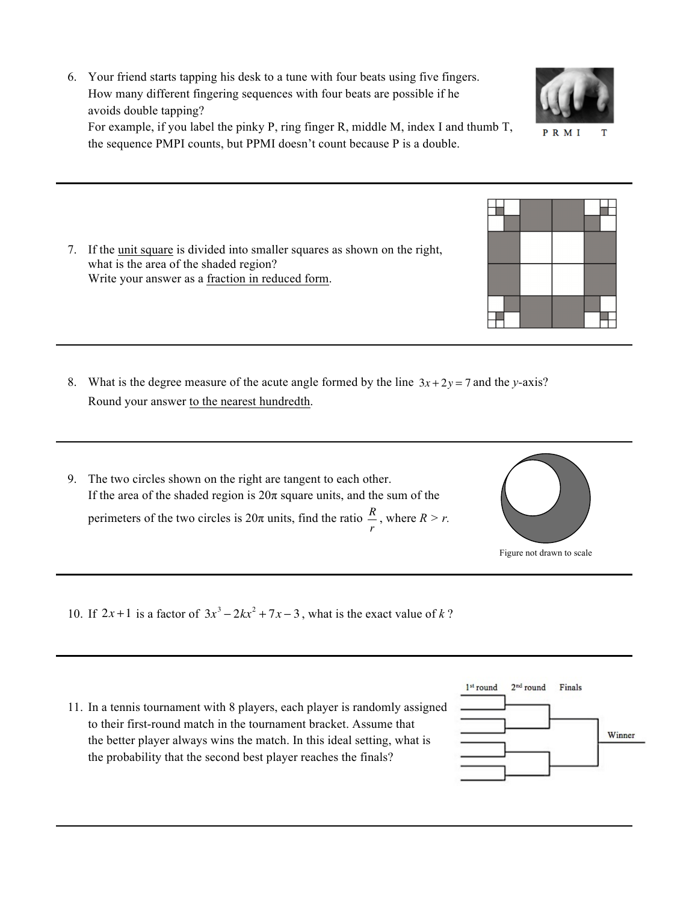6. Your friend starts tapping his desk to a tune with four beats using five fingers. How many different fingering sequences with four beats are possible if he avoids double tapping?
   For example, if you label the pinky P, ring finger R, middle M, index I and thumb T, the sequence PMPI counts, but PPMI doesn't count because P is a double.

P R M I T

---

7. If the unit square is divided into smaller squares as shown on the right, what is the area of the shaded region?
   Write your answer as a fraction in reduced form.

---

8. What is the degree measure of the acute angle formed by the line $3x + 2y = 7$ and the $y$-axis?
   Round your answer to the nearest hundredth.

---

9. The two circles shown on the right are tangent to each other.
   If the area of the shaded region is $20\pi$ square units, and the sum of the perimeters of the two circles is $20\pi$ units, find the ratio $\frac{R}{r}$, where $R > r$.

Figure not drawn to scale

---

10. If $2x + 1$ is a factor of $3x^3 - 2kx^2 + 7x - 3$, what is the exact value of $k$ ?

---

11. In a tennis tournament with 8 players, each player is randomly assigned to their first-round match in the tournament bracket. Assume that the better player always wins the match. In this ideal setting, what is the probability that the second best player reaches the finals?

1st round 2nd round Finals

Winner

---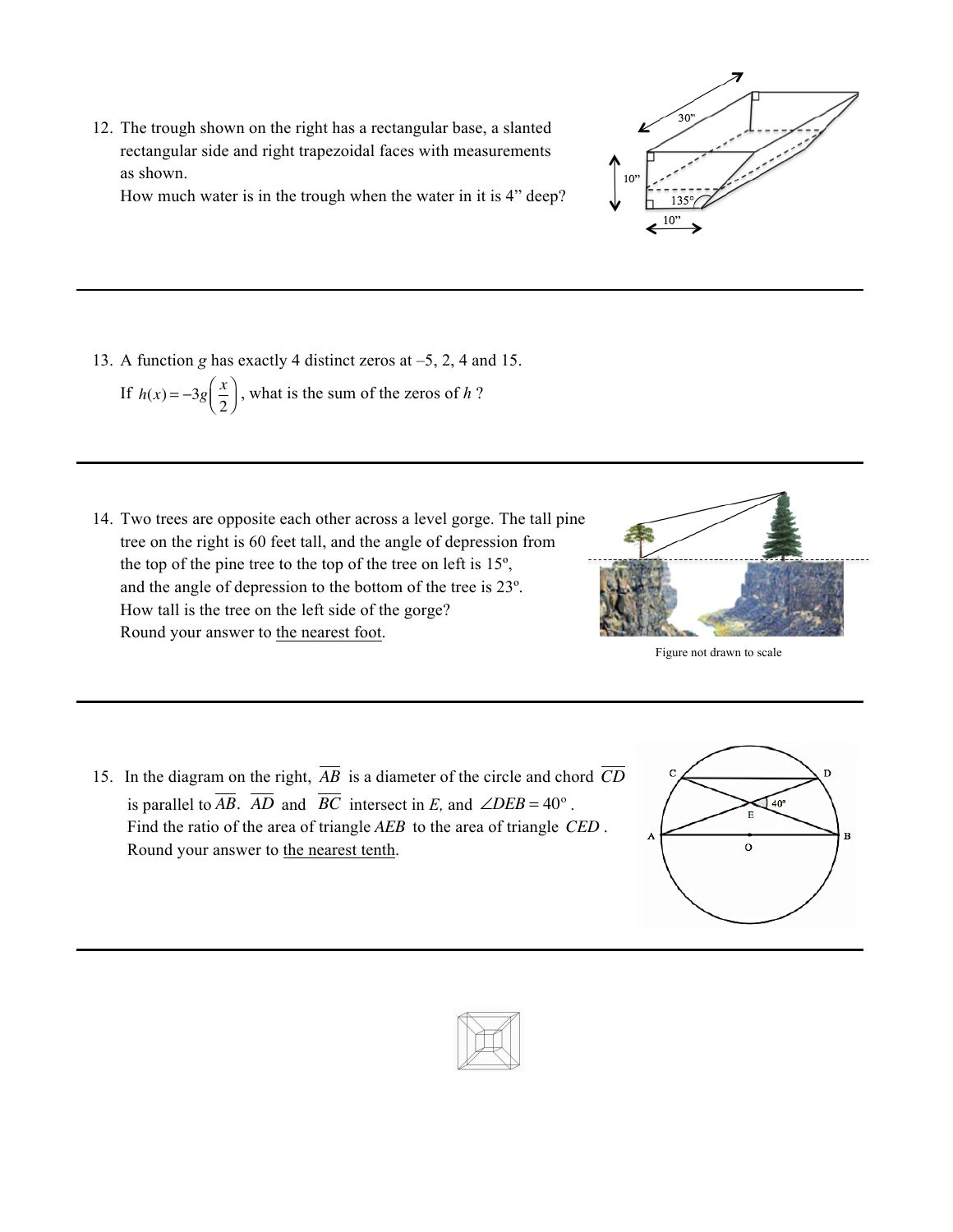12. The trough shown on the right has a rectangular base, a slanted rectangular side and right trapezoidal faces with measurements as shown.
    How much water is in the trough when the water in it is 4" deep?

30"

10"

135°

10"

---

13. A function $g$ has exactly 4 distinct zeros at –5, 2, 4 and 15.
    If $h(x) = -3g\left(\frac{x}{2}\right)$, what is the sum of the zeros of $h$ ?

---

14. Two trees are opposite each other across a level gorge. The tall pine tree on the right is 60 feet tall, and the angle of depression from the top of the pine tree to the top of the tree on left is 15º, and the angle of depression to the bottom of the tree is 23º.
    How tall is the tree on the left side of the gorge?
    Round your answer to the nearest foot.

Figure not drawn to scale

---

15. In the diagram on the right, $\overline{AB}$ is a diameter of the circle and chord $\overline{CD}$ is parallel to $\overline{AB}$. $\overline{AD}$ and $\overline{BC}$ intersect in $E$, and $\angle DEB = 40^{\circ}$.
    Find the ratio of the area of triangle $AEB$ to the area of triangle $CED$.
    Round your answer to the nearest tenth.

C D E 40° A O B